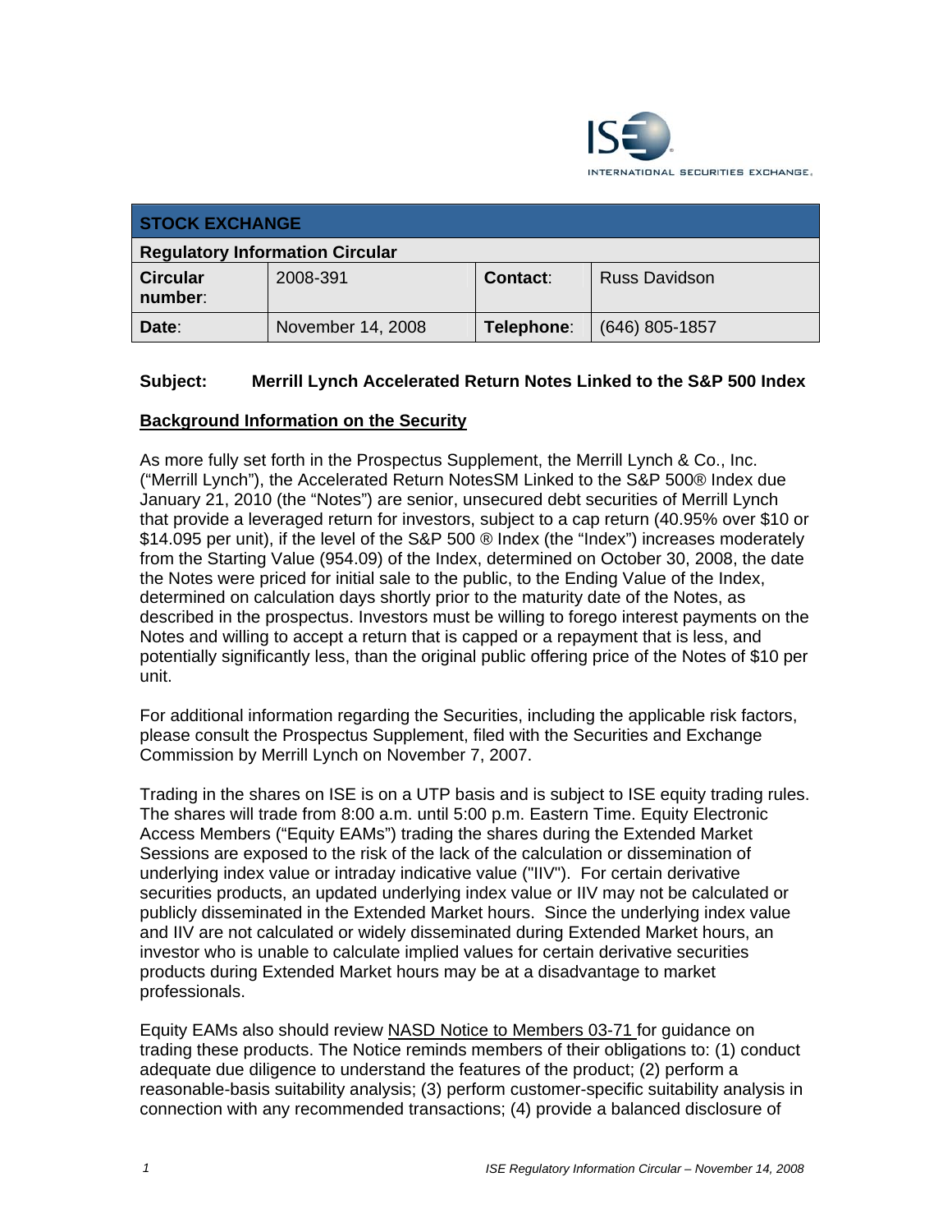| STOCK EXCHANGE | | | |
|---|---|---|---|
| **Regulatory Information Circular** | | | |
| **Circular number**: | 2008-391 | **Contact**: | Russ Davidson |
| **Date**: | November 14, 2008 | **Telephone**: | (646) 805-1857 |

**Subject: Merrill Lynch Accelerated Return Notes Linked to the S&P 500 Index**

## Background Information on the Security

As more fully set forth in the Prospectus Supplement, the Merrill Lynch & Co., Inc. ("Merrill Lynch"), the Accelerated Return NotesSM Linked to the S&P 500® Index due January 21, 2010 (the "Notes") are senior, unsecured debt securities of Merrill Lynch that provide a leveraged return for investors, subject to a cap return (40.95% over $10 or $14.095 per unit), if the level of the S&P 500 ® Index (the "Index") increases moderately from the Starting Value (954.09) of the Index, determined on October 30, 2008, the date the Notes were priced for initial sale to the public, to the Ending Value of the Index, determined on calculation days shortly prior to the maturity date of the Notes, as described in the prospectus. Investors must be willing to forego interest payments on the Notes and willing to accept a return that is capped or a repayment that is less, and potentially significantly less, than the original public offering price of the Notes of $10 per unit.

For additional information regarding the Securities, including the applicable risk factors, please consult the Prospectus Supplement, filed with the Securities and Exchange Commission by Merrill Lynch on November 7, 2007.

Trading in the shares on ISE is on a UTP basis and is subject to ISE equity trading rules. The shares will trade from 8:00 a.m. until 5:00 p.m. Eastern Time. Equity Electronic Access Members ("Equity EAMs") trading the shares during the Extended Market Sessions are exposed to the risk of the lack of the calculation or dissemination of underlying index value or intraday indicative value ("IIV"). For certain derivative securities products, an updated underlying index value or IIV may not be calculated or publicly disseminated in the Extended Market hours. Since the underlying index value and IIV are not calculated or widely disseminated during Extended Market hours, an investor who is unable to calculate implied values for certain derivative securities products during Extended Market hours may be at a disadvantage to market professionals.

Equity EAMs also should review NASD Notice to Members 03-71 for guidance on trading these products. The Notice reminds members of their obligations to: (1) conduct adequate due diligence to understand the features of the product; (2) perform a reasonable-basis suitability analysis; (3) perform customer-specific suitability analysis in connection with any recommended transactions; (4) provide a balanced disclosure of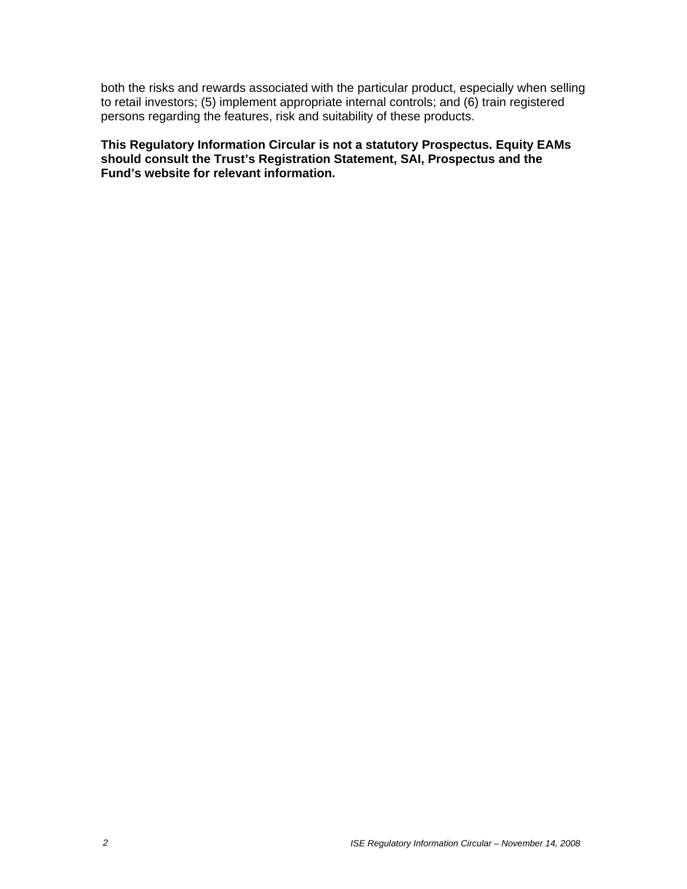both the risks and rewards associated with the particular product, especially when selling to retail investors; (5) implement appropriate internal controls; and (6) train registered persons regarding the features, risk and suitability of these products.

**This Regulatory Information Circular is not a statutory Prospectus. Equity EAMs should consult the Trust's Registration Statement, SAI, Prospectus and the Fund's website for relevant information.**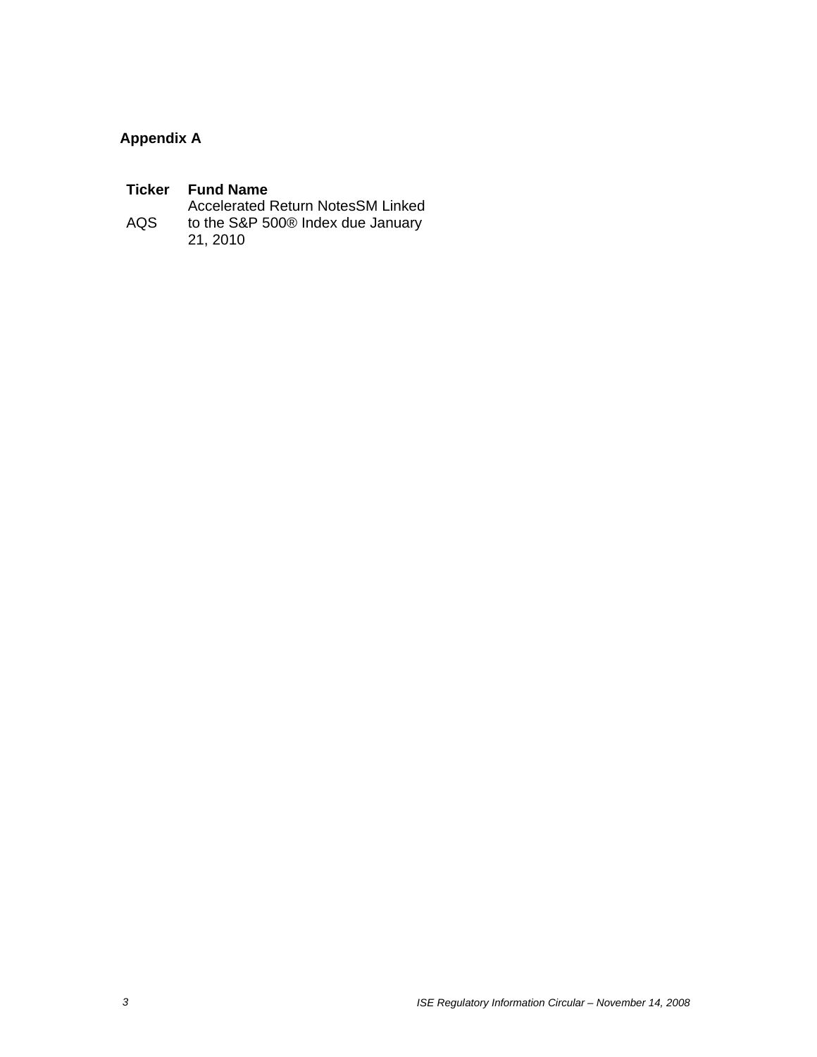**Appendix A**

| Ticker | Fund Name |
|---|---|
| AQS | Accelerated Return NotesSM Linked to the S&P 500® Index due January 21, 2010 |